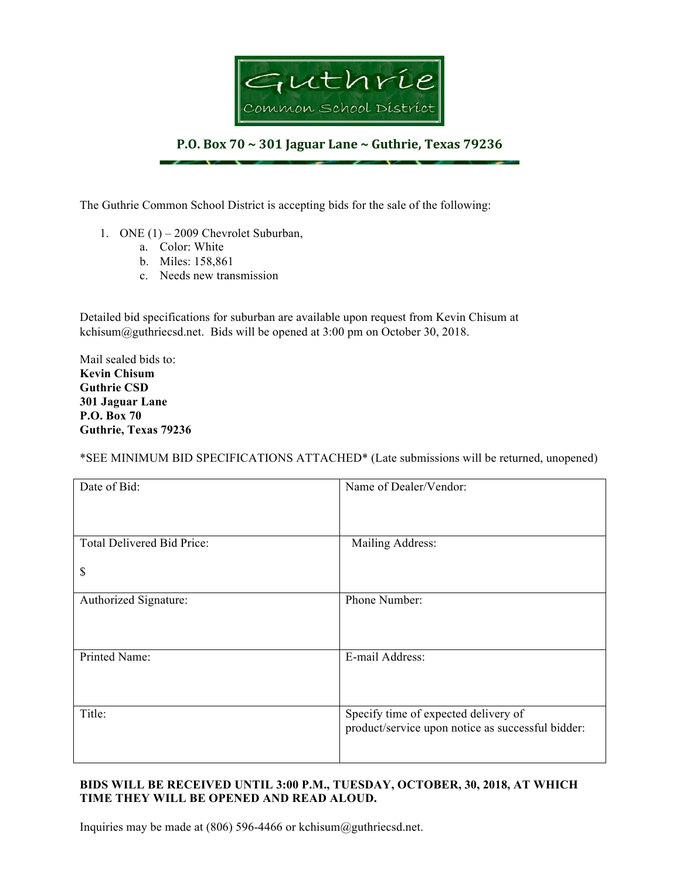# Guthrie

Common School District

## P.O. Box 70 ~ 301 Jaguar Lane ~ Guthrie, Texas 79236

The Guthrie Common School District is accepting bids for the sale of the following:

1. ONE (1) – 2009 Chevrolet Suburban,
   a. Color: White
   b. Miles: 158,861
   c. Needs new transmission

Detailed bid specifications for suburban are available upon request from Kevin Chisum at kchisum@guthriecsd.net. Bids will be opened at 3:00 pm on October 30, 2018.

Mail sealed bids to:
**Kevin Chisum**
**Guthrie CSD**
**301 Jaguar Lane**
**P.O. Box 70**
**Guthrie, Texas 79236**

*SEE MINIMUM BID SPECIFICATIONS ATTACHED* (Late submissions will be returned, unopened)

| | |
|---|---|
| Date of Bid: | Name of Dealer/Vendor: |
| Total Delivered Bid Price:<br><br>$ | Mailing Address: |
| Authorized Signature: | Phone Number: |
| Printed Name: | E-mail Address: |
| Title: | Specify time of expected delivery of product/service upon notice as successful bidder: |

**BIDS WILL BE RECEIVED UNTIL 3:00 P.M., TUESDAY, OCTOBER, 30, 2018, AT WHICH TIME THEY WILL BE OPENED AND READ ALOUD.**

Inquiries may be made at (806) 596-4466 or kchisum@guthriecsd.net.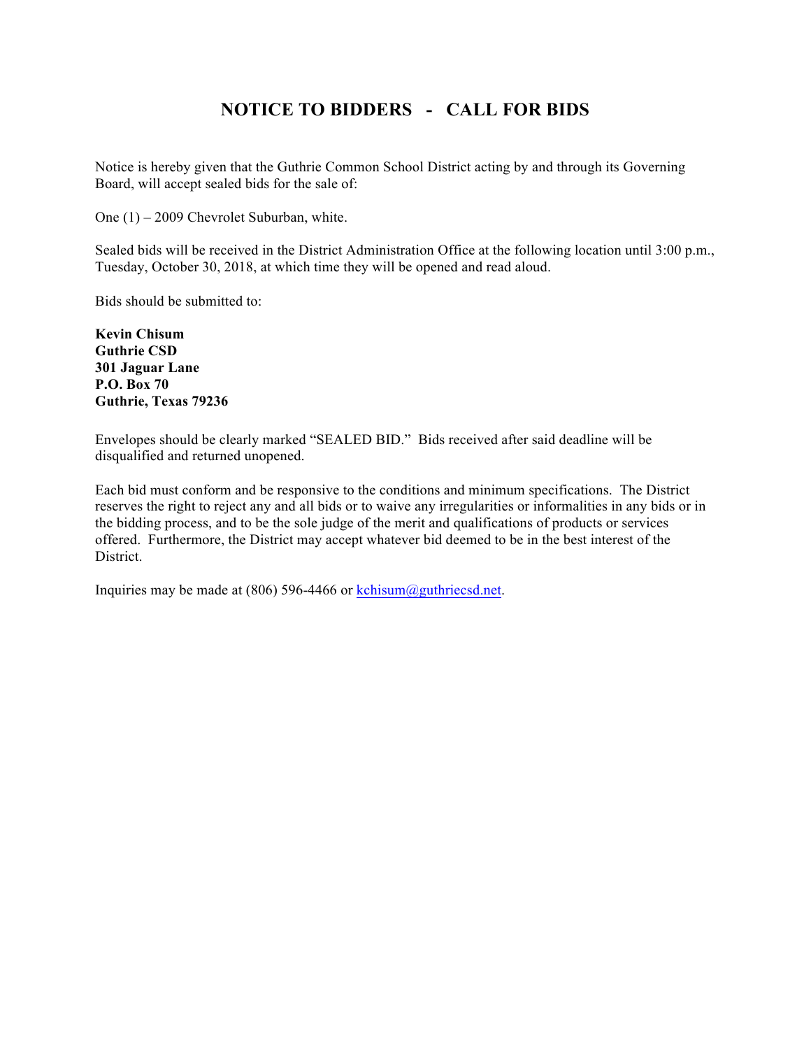# NOTICE TO BIDDERS - CALL FOR BIDS

Notice is hereby given that the Guthrie Common School District acting by and through its Governing Board, will accept sealed bids for the sale of:

One (1) – 2009 Chevrolet Suburban, white.

Sealed bids will be received in the District Administration Office at the following location until 3:00 p.m., Tuesday, October 30, 2018, at which time they will be opened and read aloud.

Bids should be submitted to:

**Kevin Chisum**
**Guthrie CSD**
**301 Jaguar Lane**
**P.O. Box 70**
**Guthrie, Texas 79236**

Envelopes should be clearly marked "SEALED BID." Bids received after said deadline will be disqualified and returned unopened.

Each bid must conform and be responsive to the conditions and minimum specifications. The District reserves the right to reject any and all bids or to waive any irregularities or informalities in any bids or in the bidding process, and to be the sole judge of the merit and qualifications of products or services offered. Furthermore, the District may accept whatever bid deemed to be in the best interest of the District.

Inquiries may be made at (806) 596-4466 or kchisum@guthriecsd.net.